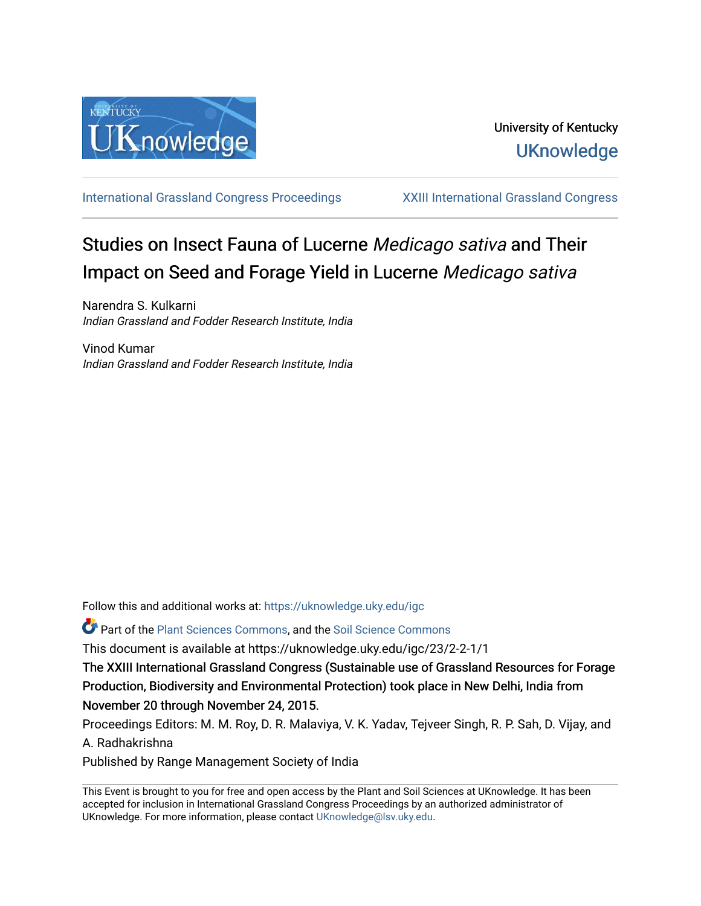University of Kentucky

UKnowledge

International Grassland Congress Proceedings | XXIII International Grassland Congress

# Studies on Insect Fauna of Lucerne *Medicago sativa* and Their Impact on Seed and Forage Yield in Lucerne *Medicago sativa*

Narendra S. Kulkarni
*Indian Grassland and Fodder Research Institute, India*

Vinod Kumar
*Indian Grassland and Fodder Research Institute, India*

Follow this and additional works at: https://uknowledge.uky.edu/igc

Part of the Plant Sciences Commons, and the Soil Science Commons

This document is available at https://uknowledge.uky.edu/igc/23/2-2-1/1

The XXIII International Grassland Congress (Sustainable use of Grassland Resources for Forage Production, Biodiversity and Environmental Protection) took place in New Delhi, India from November 20 through November 24, 2015.

Proceedings Editors: M. M. Roy, D. R. Malaviya, V. K. Yadav, Tejveer Singh, R. P. Sah, D. Vijay, and A. Radhakrishna

Published by Range Management Society of India

This Event is brought to you for free and open access by the Plant and Soil Sciences at UKnowledge. It has been accepted for inclusion in International Grassland Congress Proceedings by an authorized administrator of UKnowledge. For more information, please contact UKnowledge@lsv.uky.edu.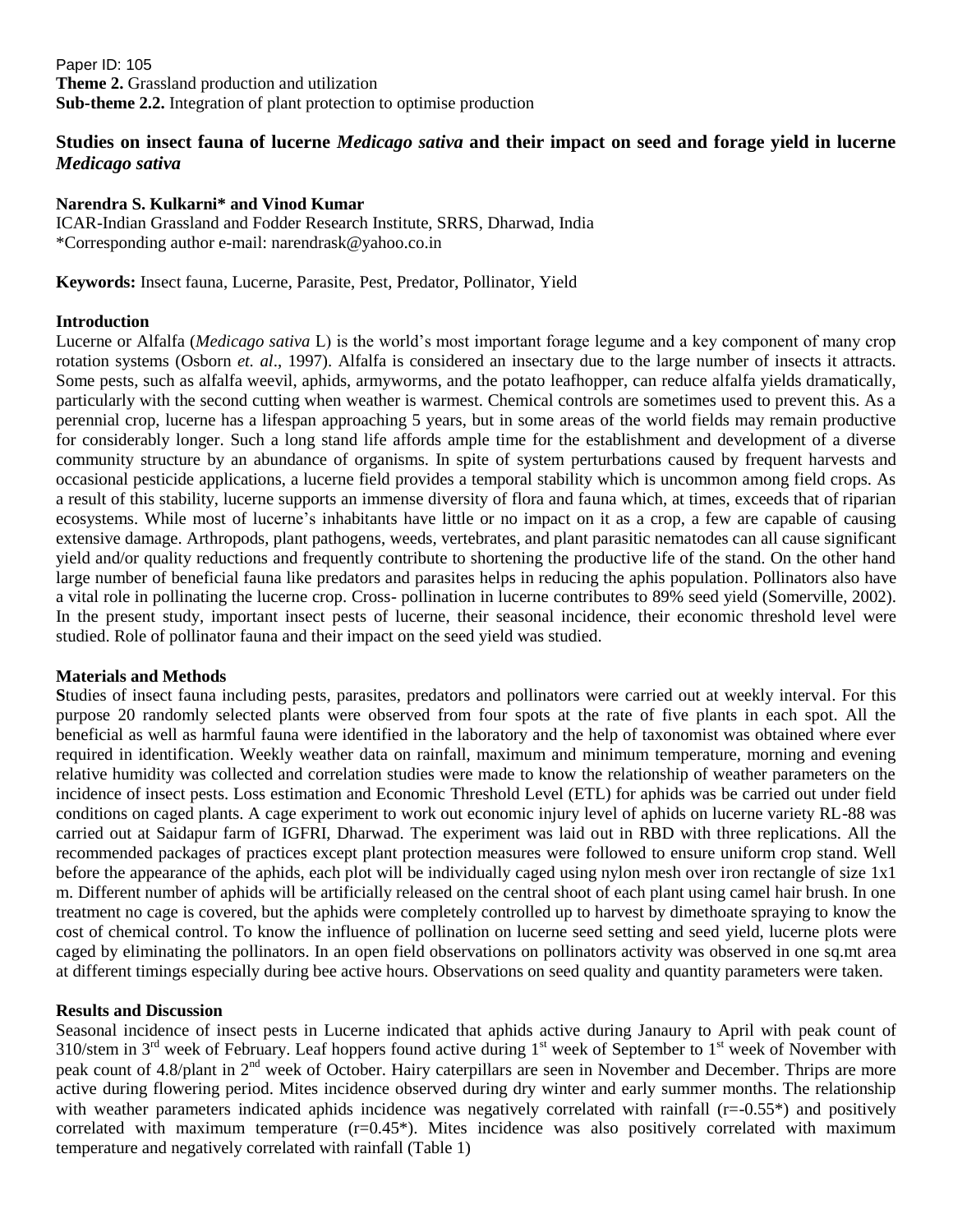Paper ID: 105

**Theme 2.** Grassland production and utilization

**Sub-theme 2.2.** Integration of plant protection to optimise production

# Studies on insect fauna of lucerne *Medicago sativa* and their impact on seed and forage yield in lucerne *Medicago sativa*

**Narendra S. Kulkarni* and Vinod Kumar**

ICAR-Indian Grassland and Fodder Research Institute, SRRS, Dharwad, India

*Corresponding author e-mail: narendrask@yahoo.co.in

**Keywords:** Insect fauna, Lucerne, Parasite, Pest, Predator, Pollinator, Yield

## Introduction

Lucerne or Alfalfa (*Medicago sativa* L) is the world's most important forage legume and a key component of many crop rotation systems (Osborn *et. al*., 1997). Alfalfa is considered an insectary due to the large number of insects it attracts. Some pests, such as alfalfa weevil, aphids, armyworms, and the potato leafhopper, can reduce alfalfa yields dramatically, particularly with the second cutting when weather is warmest. Chemical controls are sometimes used to prevent this. As a perennial crop, lucerne has a lifespan approaching 5 years, but in some areas of the world fields may remain productive for considerably longer. Such a long stand life affords ample time for the establishment and development of a diverse community structure by an abundance of organisms. In spite of system perturbations caused by frequent harvests and occasional pesticide applications, a lucerne field provides a temporal stability which is uncommon among field crops. As a result of this stability, lucerne supports an immense diversity of flora and fauna which, at times, exceeds that of riparian ecosystems. While most of lucerne's inhabitants have little or no impact on it as a crop, a few are capable of causing extensive damage. Arthropods, plant pathogens, weeds, vertebrates, and plant parasitic nematodes can all cause significant yield and/or quality reductions and frequently contribute to shortening the productive life of the stand. On the other hand large number of beneficial fauna like predators and parasites helps in reducing the aphis population. Pollinators also have a vital role in pollinating the lucerne crop. Cross- pollination in lucerne contributes to 89% seed yield (Somerville, 2002). In the present study, important insect pests of lucerne, their seasonal incidence, their economic threshold level were studied. Role of pollinator fauna and their impact on the seed yield was studied.

## Materials and Methods

**S**tudies of insect fauna including pests, parasites, predators and pollinators were carried out at weekly interval. For this purpose 20 randomly selected plants were observed from four spots at the rate of five plants in each spot. All the beneficial as well as harmful fauna were identified in the laboratory and the help of taxonomist was obtained where ever required in identification. Weekly weather data on rainfall, maximum and minimum temperature, morning and evening relative humidity was collected and correlation studies were made to know the relationship of weather parameters on the incidence of insect pests. Loss estimation and Economic Threshold Level (ETL) for aphids was be carried out under field conditions on caged plants. A cage experiment to work out economic injury level of aphids on lucerne variety RL-88 was carried out at Saidapur farm of IGFRI, Dharwad. The experiment was laid out in RBD with three replications. All the recommended packages of practices except plant protection measures were followed to ensure uniform crop stand. Well before the appearance of the aphids, each plot will be individually caged using nylon mesh over iron rectangle of size 1x1 m. Different number of aphids will be artificially released on the central shoot of each plant using camel hair brush. In one treatment no cage is covered, but the aphids were completely controlled up to harvest by dimethoate spraying to know the cost of chemical control. To know the influence of pollination on lucerne seed setting and seed yield, lucerne plots were caged by eliminating the pollinators. In an open field observations on pollinators activity was observed in one sq.mt area at different timings especially during bee active hours. Observations on seed quality and quantity parameters were taken.

## Results and Discussion

Seasonal incidence of insect pests in Lucerne indicated that aphids active during Janaury to April with peak count of 310/stem in 3rd week of February. Leaf hoppers found active during 1st week of September to 1st week of November with peak count of 4.8/plant in 2nd week of October. Hairy caterpillars are seen in November and December. Thrips are more active during flowering period. Mites incidence observed during dry winter and early summer months. The relationship with weather parameters indicated aphids incidence was negatively correlated with rainfall (r=-0.55*) and positively correlated with maximum temperature (r=0.45*). Mites incidence was also positively correlated with maximum temperature and negatively correlated with rainfall (Table 1)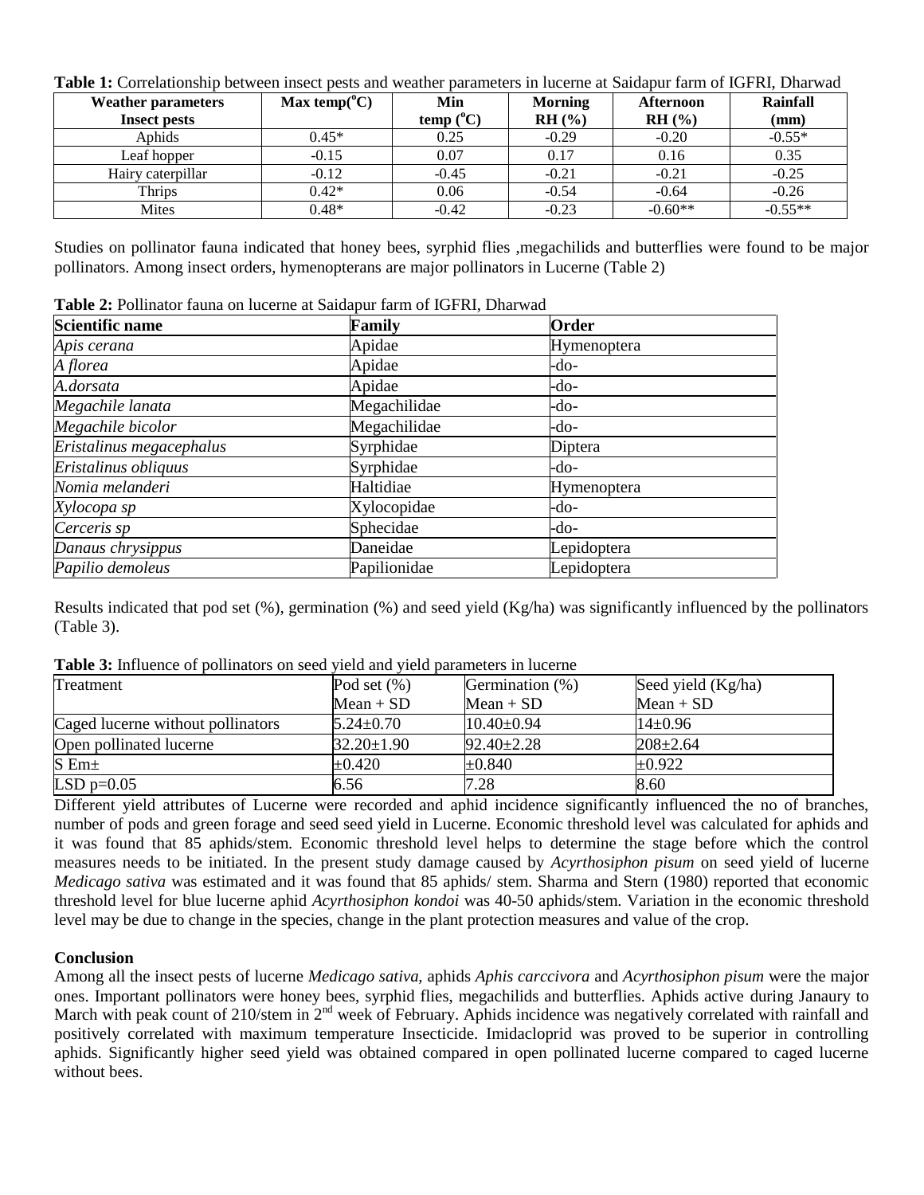**Table 1:** Correlationship between insect pests and weather parameters in lucerne at Saidapur farm of IGFRI, Dharwad

| Weather parameters / Insect pests | Max temp($^{o}$C) | Min temp ($^{o}$C) | Morning RH (%) | Afternoon RH (%) | Rainfall (mm) |
|---|---|---|---|---|---|
| Aphids | 0.45* | 0.25 | -0.29 | -0.20 | -0.55* |
| Leaf hopper | -0.15 | 0.07 | 0.17 | 0.16 | 0.35 |
| Hairy caterpillar | -0.12 | -0.45 | -0.21 | -0.21 | -0.25 |
| Thrips | 0.42* | 0.06 | -0.54 | -0.64 | -0.26 |
| Mites | 0.48* | -0.42 | -0.23 | -0.60** | -0.55** |

Studies on pollinator fauna indicated that honey bees, syrphid flies ,megachilids and butterflies were found to be major pollinators. Among insect orders, hymenopterans are major pollinators in Lucerne (Table 2)

**Table 2:** Pollinator fauna on lucerne at Saidapur farm of IGFRI, Dharwad

| Scientific name | Family | Order |
|---|---|---|
| *Apis cerana* | Apidae | Hymenoptera |
| *A florea* | Apidae | -do- |
| *A.dorsata* | Apidae | -do- |
| *Megachile lanata* | Megachilidae | -do- |
| *Megachile bicolor* | Megachilidae | -do- |
| *Eristalinus megacephalus* | Syrphidae | Diptera |
| *Eristalinus obliquus* | Syrphidae | -do- |
| *Nomia melanderi* | Haltidiae | Hymenoptera |
| *Xylocopa sp* | Xylocopidae | -do- |
| *Cerceris sp* | Sphecidae | -do- |
| *Danaus chrysippus* | Daneidae | Lepidoptera |
| *Papilio demoleus* | Papilionidae | Lepidoptera |

Results indicated that pod set (%), germination (%) and seed yield (Kg/ha) was significantly influenced by the pollinators (Table 3).

**Table 3:** Influence of pollinators on seed yield and yield parameters in lucerne

| Treatment | Pod set (%) Mean + SD | Germination (%) Mean + SD | Seed yield (Kg/ha) Mean + SD |
|---|---|---|---|
| Caged lucerne without pollinators | 5.24±0.70 | 10.40±0.94 | 14±0.96 |
| Open pollinated lucerne | 32.20±1.90 | 92.40±2.28 | 208±2.64 |
| S Em± | ±0.420 | ±0.840 | ±0.922 |
| LSD p=0.05 | 6.56 | 7.28 | 8.60 |

Different yield attributes of Lucerne were recorded and aphid incidence significantly influenced the no of branches, number of pods and green forage and seed seed yield in Lucerne. Economic threshold level was calculated for aphids and it was found that 85 aphids/stem. Economic threshold level helps to determine the stage before which the control measures needs to be initiated. In the present study damage caused by *Acyrthosiphon pisum* on seed yield of lucerne *Medicago sativa* was estimated and it was found that 85 aphids/ stem. Sharma and Stern (1980) reported that economic threshold level for blue lucerne aphid *Acyrthosiphon kondoi* was 40-50 aphids/stem. Variation in the economic threshold level may be due to change in the species, change in the plant protection measures and value of the crop.

## Conclusion

Among all the insect pests of lucerne *Medicago sativa*, aphids *Aphis carccivora* and *Acyrthosiphon pisum* were the major ones. Important pollinators were honey bees, syrphid flies, megachilids and butterflies. Aphids active during Janaury to March with peak count of 210/stem in 2[nd] week of February. Aphids incidence was negatively correlated with rainfall and positively correlated with maximum temperature Insecticide. Imidacloprid was proved to be superior in controlling aphids. Significantly higher seed yield was obtained compared in open pollinated lucerne compared to caged lucerne without bees.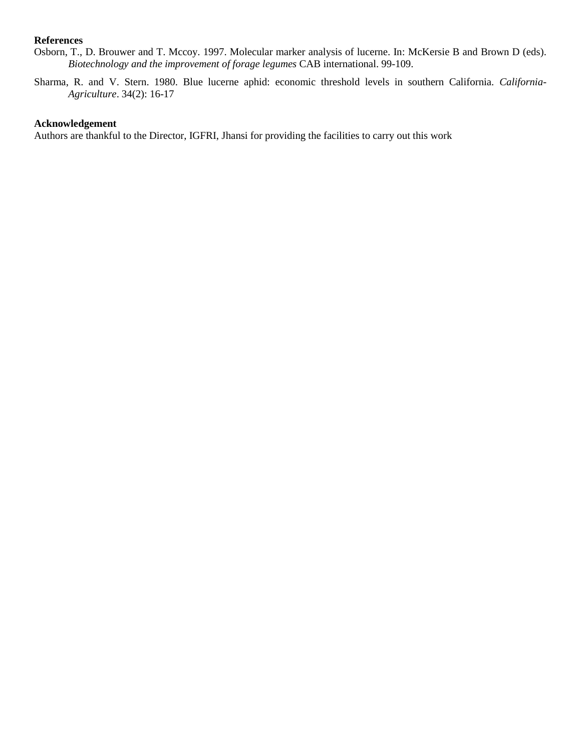**References**

Osborn, T., D. Brouwer and T. Mccoy. 1997. Molecular marker analysis of lucerne. In: McKersie B and Brown D (eds). *Biotechnology and the improvement of forage legumes* CAB international. 99-109.

Sharma, R. and V. Stern. 1980. Blue lucerne aphid: economic threshold levels in southern California. *California-Agriculture*. 34(2): 16-17

**Acknowledgement**

Authors are thankful to the Director, IGFRI, Jhansi for providing the facilities to carry out this work